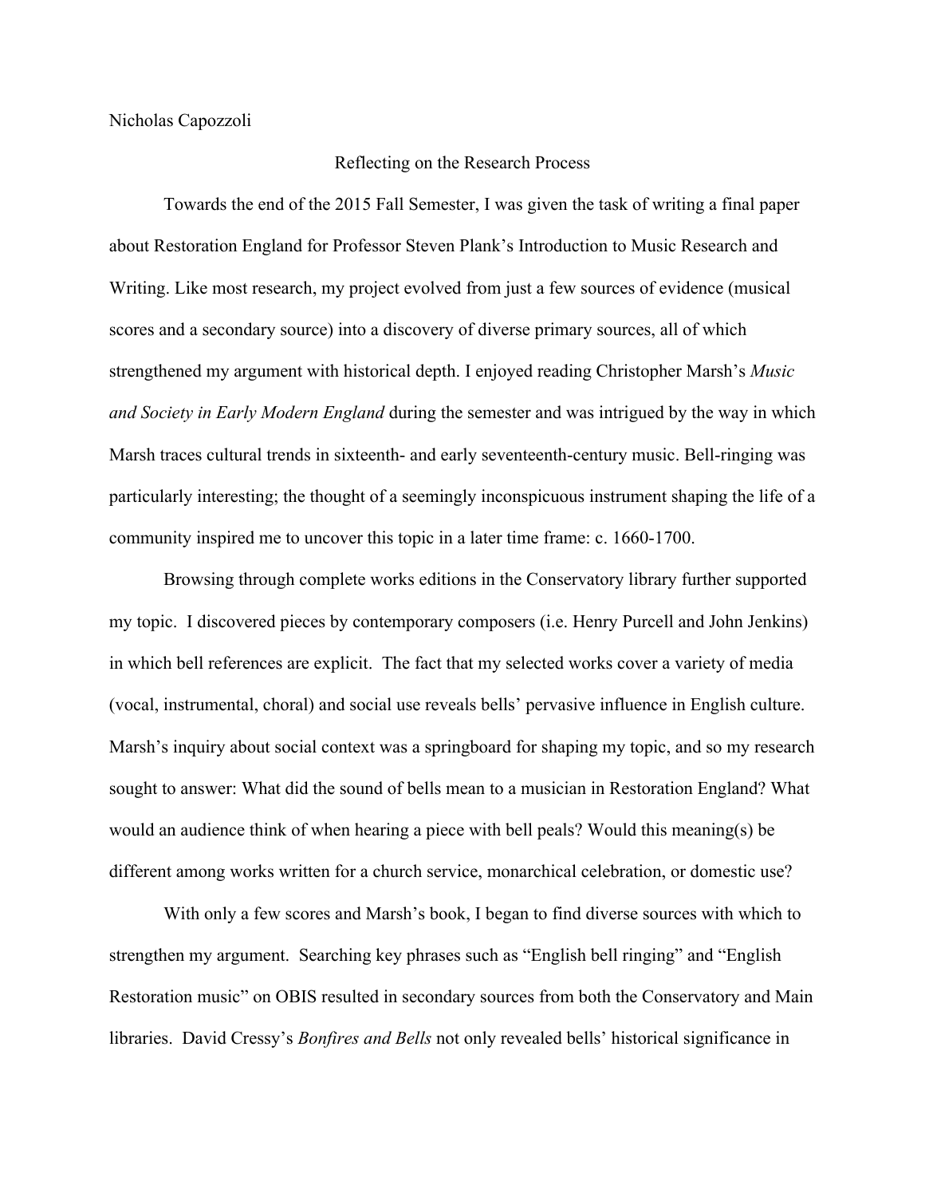Nicholas Capozzoli

Reflecting on the Research Process

Towards the end of the 2015 Fall Semester, I was given the task of writing a final paper about Restoration England for Professor Steven Plank's Introduction to Music Research and Writing. Like most research, my project evolved from just a few sources of evidence (musical scores and a secondary source) into a discovery of diverse primary sources, all of which strengthened my argument with historical depth. I enjoyed reading Christopher Marsh's *Music and Society in Early Modern England* during the semester and was intrigued by the way in which Marsh traces cultural trends in sixteenth- and early seventeenth-century music. Bell-ringing was particularly interesting; the thought of a seemingly inconspicuous instrument shaping the life of a community inspired me to uncover this topic in a later time frame: c. 1660-1700.

Browsing through complete works editions in the Conservatory library further supported my topic. I discovered pieces by contemporary composers (i.e. Henry Purcell and John Jenkins) in which bell references are explicit. The fact that my selected works cover a variety of media (vocal, instrumental, choral) and social use reveals bells' pervasive influence in English culture. Marsh's inquiry about social context was a springboard for shaping my topic, and so my research sought to answer: What did the sound of bells mean to a musician in Restoration England? What would an audience think of when hearing a piece with bell peals? Would this meaning(s) be different among works written for a church service, monarchical celebration, or domestic use?

With only a few scores and Marsh's book, I began to find diverse sources with which to strengthen my argument. Searching key phrases such as "English bell ringing" and "English Restoration music" on OBIS resulted in secondary sources from both the Conservatory and Main libraries. David Cressy's *Bonfires and Bells* not only revealed bells' historical significance in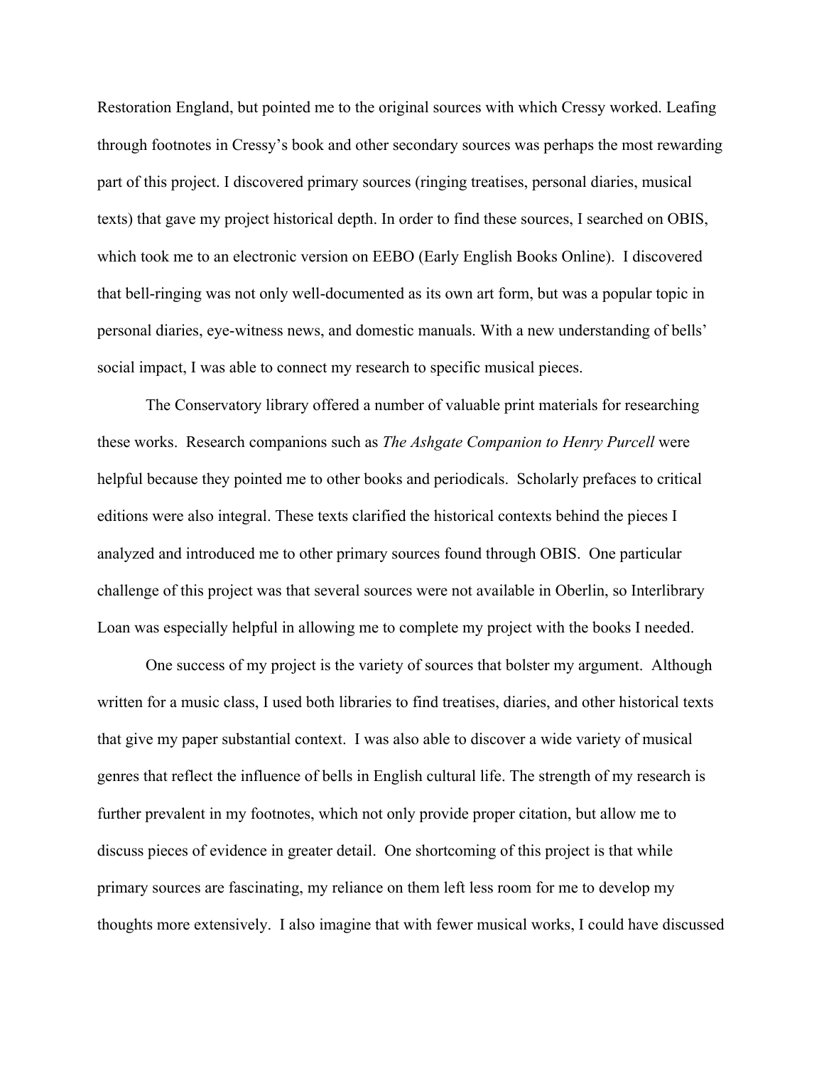Restoration England, but pointed me to the original sources with which Cressy worked. Leafing through footnotes in Cressy's book and other secondary sources was perhaps the most rewarding part of this project. I discovered primary sources (ringing treatises, personal diaries, musical texts) that gave my project historical depth. In order to find these sources, I searched on OBIS, which took me to an electronic version on EEBO (Early English Books Online). I discovered that bell-ringing was not only well-documented as its own art form, but was a popular topic in personal diaries, eye-witness news, and domestic manuals. With a new understanding of bells' social impact, I was able to connect my research to specific musical pieces.

The Conservatory library offered a number of valuable print materials for researching these works. Research companions such as *The Ashgate Companion to Henry Purcell* were helpful because they pointed me to other books and periodicals. Scholarly prefaces to critical editions were also integral. These texts clarified the historical contexts behind the pieces I analyzed and introduced me to other primary sources found through OBIS. One particular challenge of this project was that several sources were not available in Oberlin, so Interlibrary Loan was especially helpful in allowing me to complete my project with the books I needed.

One success of my project is the variety of sources that bolster my argument. Although written for a music class, I used both libraries to find treatises, diaries, and other historical texts that give my paper substantial context. I was also able to discover a wide variety of musical genres that reflect the influence of bells in English cultural life. The strength of my research is further prevalent in my footnotes, which not only provide proper citation, but allow me to discuss pieces of evidence in greater detail. One shortcoming of this project is that while primary sources are fascinating, my reliance on them left less room for me to develop my thoughts more extensively. I also imagine that with fewer musical works, I could have discussed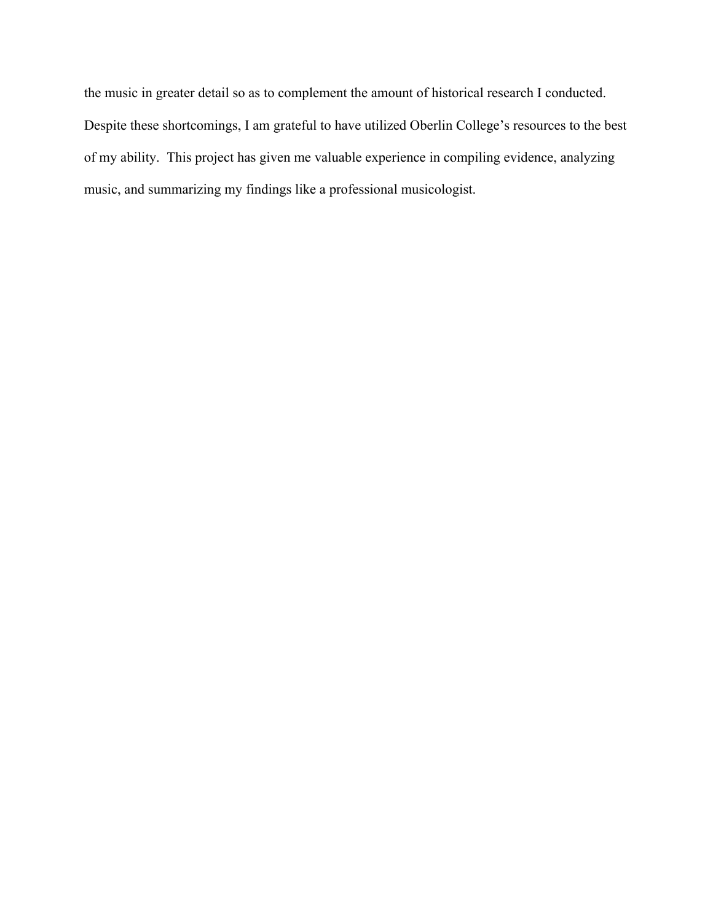the music in greater detail so as to complement the amount of historical research I conducted. Despite these shortcomings, I am grateful to have utilized Oberlin College's resources to the best of my ability. This project has given me valuable experience in compiling evidence, analyzing music, and summarizing my findings like a professional musicologist.